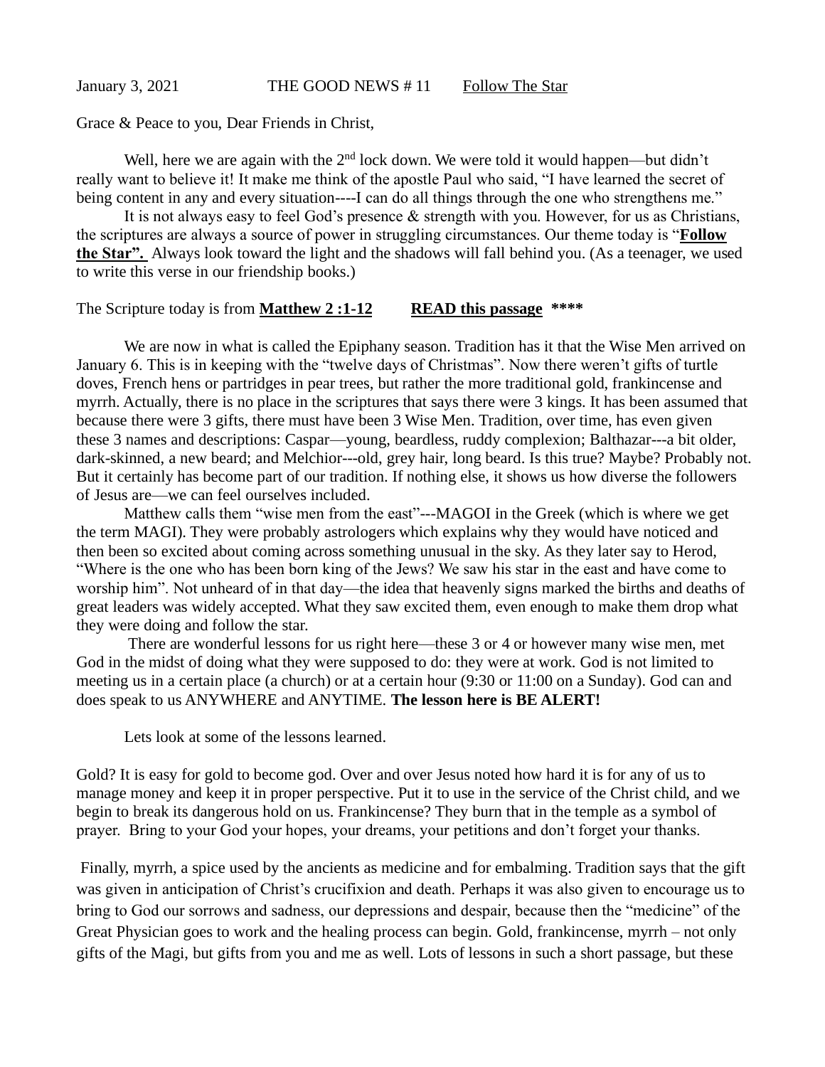January 3, 2021 THE GOOD NEWS # 11 Follow The Star

Grace & Peace to you, Dear Friends in Christ,

Well, here we are again with the 2nd lock down. We were told it would happen—but didn't really want to believe it! It make me think of the apostle Paul who said, "I have learned the secret of being content in any and every situation----I can do all things through the one who strengthens me."

It is not always easy to feel God's presence & strength with you. However, for us as Christians, the scriptures are always a source of power in struggling circumstances. Our theme today is "**Follow the Star".** Always look toward the light and the shadows will fall behind you. (As a teenager, we used to write this verse in our friendship books.)

The Scripture today is from **Matthew 2 :1-12** **READ this passage \*\*\*\***

We are now in what is called the Epiphany season. Tradition has it that the Wise Men arrived on January 6. This is in keeping with the "twelve days of Christmas". Now there weren't gifts of turtle doves, French hens or partridges in pear trees, but rather the more traditional gold, frankincense and myrrh. Actually, there is no place in the scriptures that says there were 3 kings. It has been assumed that because there were 3 gifts, there must have been 3 Wise Men. Tradition, over time, has even given these 3 names and descriptions: Caspar—young, beardless, ruddy complexion; Balthazar---a bit older, dark-skinned, a new beard; and Melchior---old, grey hair, long beard. Is this true? Maybe? Probably not. But it certainly has become part of our tradition. If nothing else, it shows us how diverse the followers of Jesus are—we can feel ourselves included.

Matthew calls them "wise men from the east"---MAGOI in the Greek (which is where we get the term MAGI). They were probably astrologers which explains why they would have noticed and then been so excited about coming across something unusual in the sky. As they later say to Herod, "Where is the one who has been born king of the Jews? We saw his star in the east and have come to worship him". Not unheard of in that day—the idea that heavenly signs marked the births and deaths of great leaders was widely accepted. What they saw excited them, even enough to make them drop what they were doing and follow the star.

There are wonderful lessons for us right here—these 3 or 4 or however many wise men, met God in the midst of doing what they were supposed to do: they were at work. God is not limited to meeting us in a certain place (a church) or at a certain hour (9:30 or 11:00 on a Sunday). God can and does speak to us ANYWHERE and ANYTIME. **The lesson here is BE ALERT!**

Lets look at some of the lessons learned.

Gold? It is easy for gold to become god. Over and over Jesus noted how hard it is for any of us to manage money and keep it in proper perspective. Put it to use in the service of the Christ child, and we begin to break its dangerous hold on us. Frankincense? They burn that in the temple as a symbol of prayer. Bring to your God your hopes, your dreams, your petitions and don't forget your thanks.

Finally, myrrh, a spice used by the ancients as medicine and for embalming. Tradition says that the gift was given in anticipation of Christ's crucifixion and death. Perhaps it was also given to encourage us to bring to God our sorrows and sadness, our depressions and despair, because then the "medicine" of the Great Physician goes to work and the healing process can begin. Gold, frankincense, myrrh – not only gifts of the Magi, but gifts from you and me as well. Lots of lessons in such a short passage, but these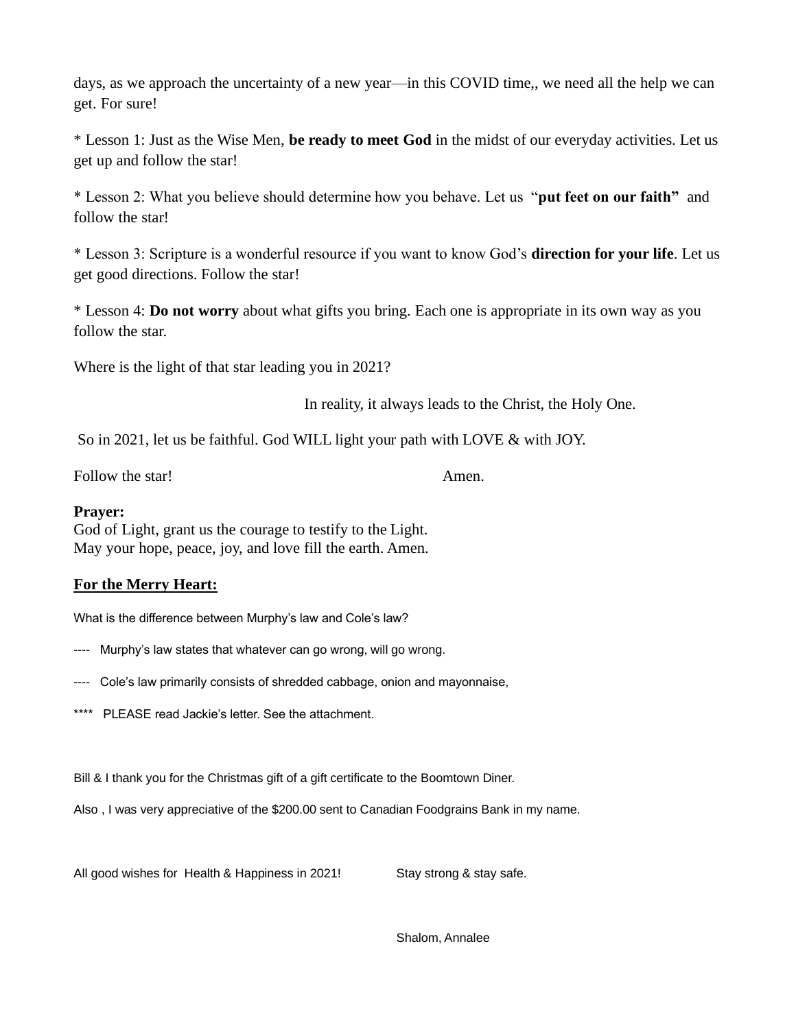days, as we approach the uncertainty of a new year—in this COVID time,, we need all the help we can get. For sure!

* Lesson 1: Just as the Wise Men, **be ready to meet God** in the midst of our everyday activities. Let us get up and follow the star!

* Lesson 2: What you believe should determine how you behave. Let us "**put feet on our faith"** and follow the star!

* Lesson 3: Scripture is a wonderful resource if you want to know God's **direction for your life**. Let us get good directions. Follow the star!

* Lesson 4: **Do not worry** about what gifts you bring. Each one is appropriate in its own way as you follow the star.

Where is the light of that star leading you in 2021?

In reality, it always leads to the Christ, the Holy One.

So in 2021, let us be faithful. God WILL light your path with LOVE & with JOY.

Follow the star! Amen.

**Prayer:**
God of Light, grant us the courage to testify to the Light.
May your hope, peace, joy, and love fill the earth. Amen.

**For the Merry Heart:**

What is the difference between Murphy's law and Cole's law?

---- Murphy's law states that whatever can go wrong, will go wrong.

---- Cole's law primarily consists of shredded cabbage, onion and mayonnaise,

**** PLEASE read Jackie's letter. See the attachment.

Bill & I thank you for the Christmas gift of a gift certificate to the Boomtown Diner.

Also , I was very appreciative of the $200.00 sent to Canadian Foodgrains Bank in my name.

All good wishes for Health & Happiness in 2021! Stay strong & stay safe.

Shalom, Annalee